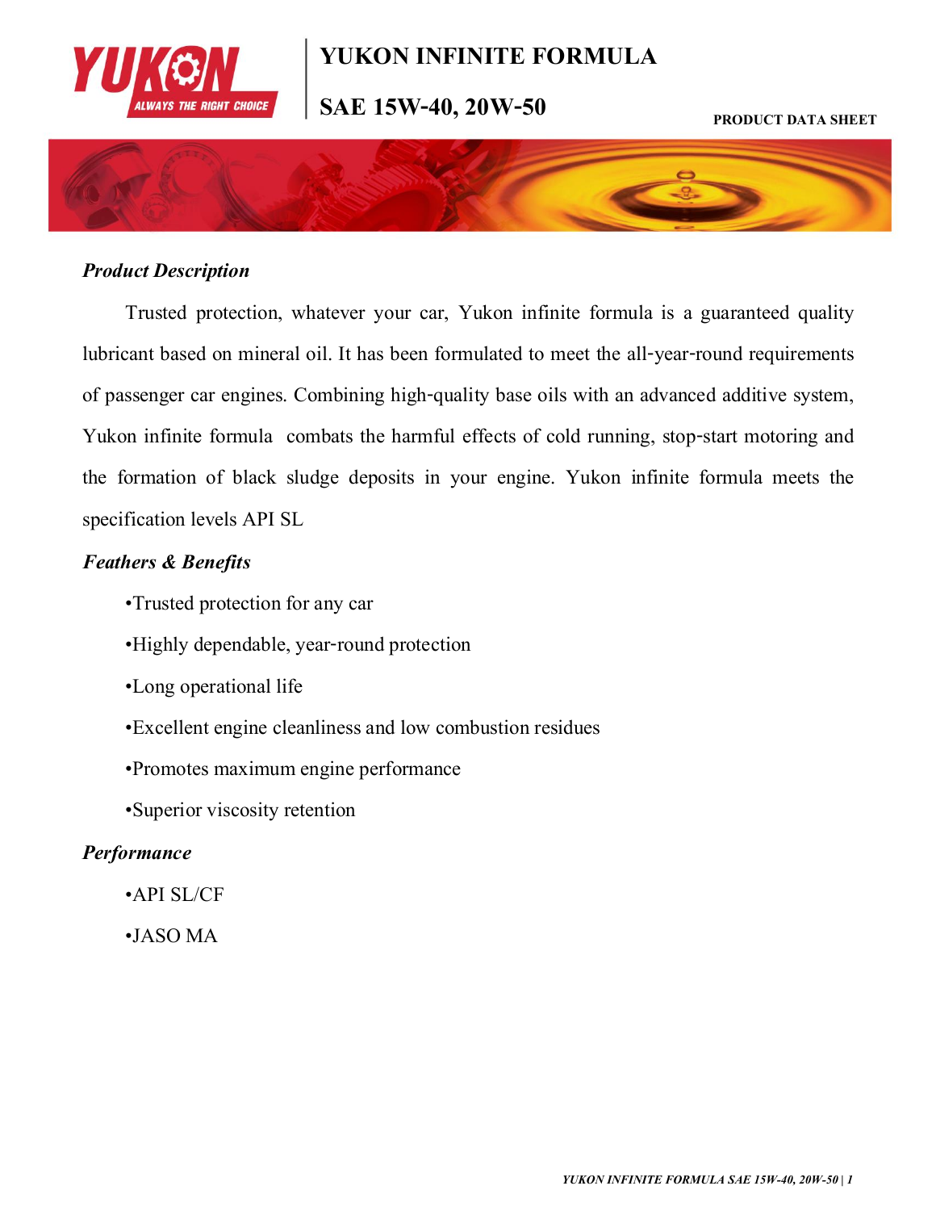# YUKON INFINITE FORMULA

## SAE 15W-40, 20W-50

PRODUCT DATA SHEET

### *Product Description*

Trusted protection, whatever your car, Yukon infinite formula is a guaranteed quality lubricant based on mineral oil. It has been formulated to meet the all-year-round requirements of passenger car engines. Combining high-quality base oils with an advanced additive system, Yukon infinite formula combats the harmful effects of cold running, stop-start motoring and the formation of black sludge deposits in your engine. Yukon infinite formula meets the specification levels API SL

### *Feathers & Benefits*

•Trusted protection for any car

•Highly dependable, year-round protection

•Long operational life

•Excellent engine cleanliness and low combustion residues

•Promotes maximum engine performance

•Superior viscosity retention

### *Performance*

•API SL/CF

•JASO MA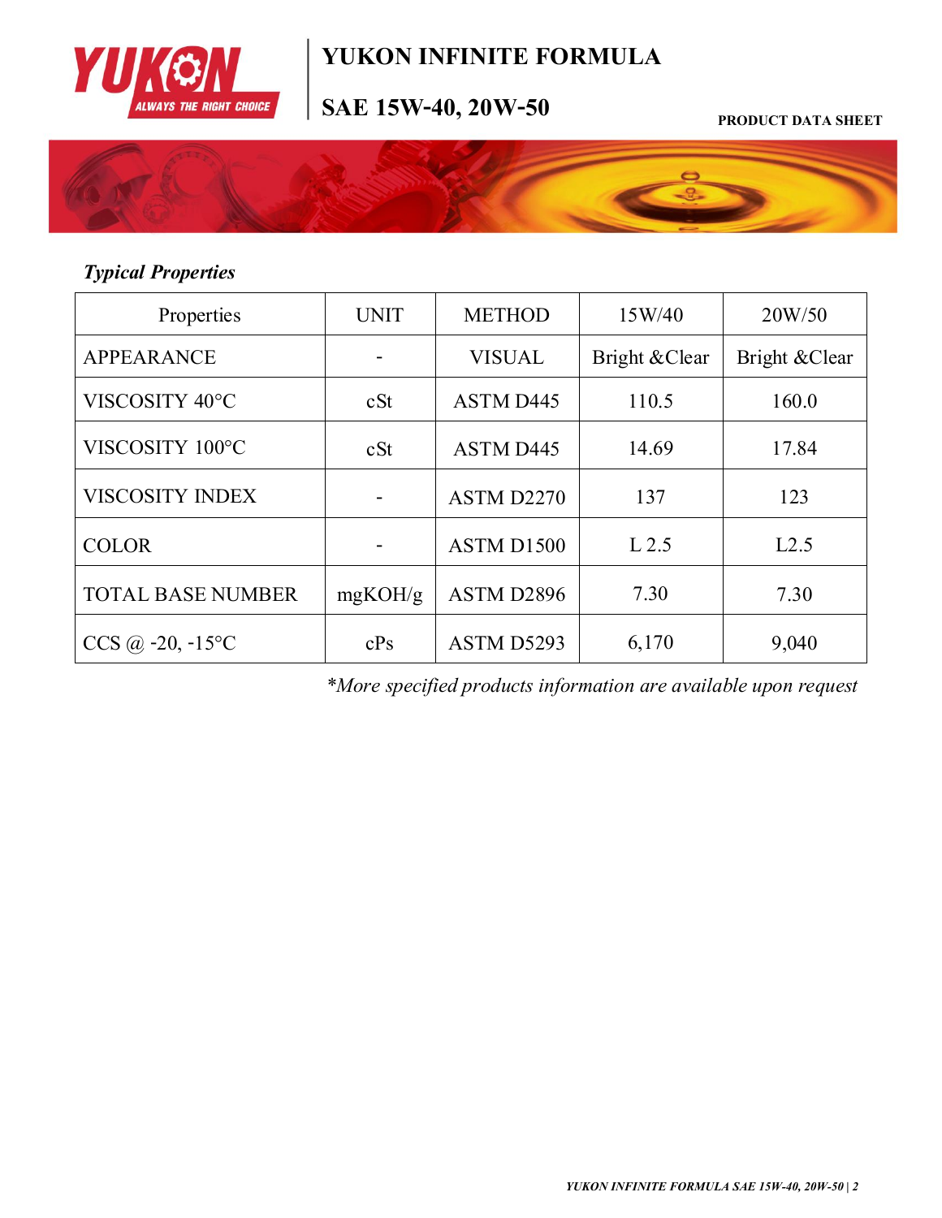# YUKON INFINITE FORMULA

## SAE 15W-40, 20W-50

PRODUCT DATA SHEET

***Typical Properties***

| Properties | UNIT | METHOD | 15W/40 | 20W/50 |
|---|---|---|---|---|
| APPEARANCE | - | VISUAL | Bright &Clear | Bright &Clear |
| VISCOSITY 40°C | cSt | ASTM D445 | 110.5 | 160.0 |
| VISCOSITY 100°C | cSt | ASTM D445 | 14.69 | 17.84 |
| VISCOSITY INDEX | - | ASTM D2270 | 137 | 123 |
| COLOR | - | ASTM D1500 | L 2.5 | L2.5 |
| TOTAL BASE NUMBER | mgKOH/g | ASTM D2896 | 7.30 | 7.30 |
| CCS @ -20, -15°C | cPs | ASTM D5293 | 6,170 | 9,040 |

*\*More specified products information are available upon request*